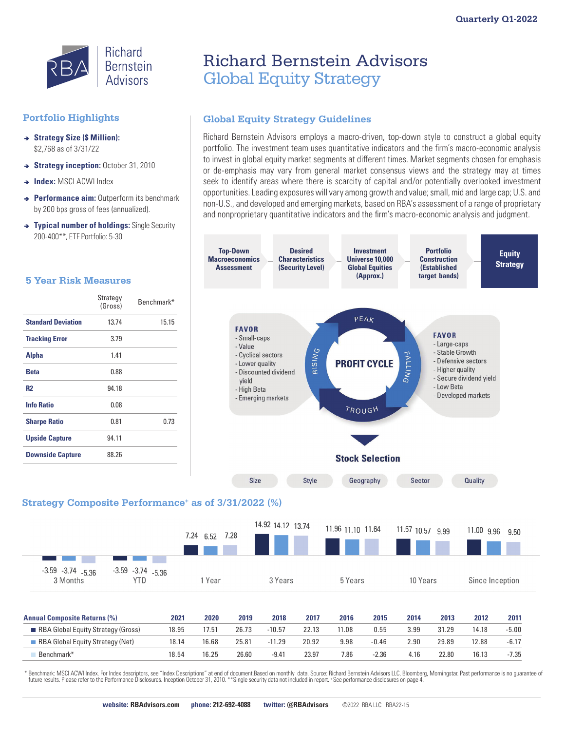Quarterly Q1-2022

# Richard Bernstein Advisors Global Equity Strategy

## Portfolio Highlights

- **Strategy Size ($ Million):** $2,768 as of 3/31/22
- **Strategy inception:** October 31, 2010
- **Index:** MSCI ACWI Index
- **Performance aim:** Outperform its benchmark by 200 bps gross of fees (annualized).
- **Typical number of holdings:** Single Security 200-400**, ETF Portfolio: 5-30

## 5 Year Risk Measures

| | Strategy (Gross) | Benchmark* |
|---|---|---|
| **Standard Deviation** | 13.74 | 15.15 |
| **Tracking Error** | 3.79 | |
| **Alpha** | 1.41 | |
| **Beta** | 0.88 | |
| **R2** | 94.18 | |
| **Info Ratio** | 0.08 | |
| **Sharpe Ratio** | 0.81 | 0.73 |
| **Upside Capture** | 94.11 | |
| **Downside Capture** | 88.26 | |

## Global Equity Strategy Guidelines

Richard Bernstein Advisors employs a macro-driven, top-down style to construct a global equity portfolio. The investment team uses quantitative indicators and the firm's macro-economic analysis to invest in global equity market segments at different times. Market segments chosen for emphasis or de-emphasis may vary from general market consensus views and the strategy may at times seek to identify areas where there is scarcity of capital and/or potentially overlooked investment opportunities. Leading exposures will vary among growth and value; small, mid and large cap; U.S. and non-U.S., and developed and emerging markets, based on RBA's assessment of a range of proprietary and nonproprietary quantitative indicators and the firm's macro-economic analysis and judgment.

**Top-Down Macroeconomics Assessment** — **Desired Characteristics (Security Level)** — **Investment Universe 10,000 Global Equities (Approx.)** — **Portfolio Construction (Established target bands)** — **Equity Strategy**

**PROFIT CYCLE** (Rising – Peak – Falling – Trough)

**FAVOR** (Rising)
- Small-caps
- Value
- Cyclical sectors
- Lower quality
- Discounted dividend yield
- High Beta
- Emerging markets

**FAVOR** (Falling)
- Large-caps
- Stable Growth
- Defensive sectors
- Higher quality
- Secure dividend yield
- Low Beta
- Developed markets

**Stock Selection**

Size | Style | Geography | Sector | Quality

## Strategy Composite Performance+ as of 3/31/2022 (%)

| | 3 Months | YTD | 1 Year | 3 Years | 5 Years | 10 Years | Since Inception |
|---|---|---|---|---|---|---|---|
| RBA Global Equity Strategy (Gross) | -3.59 | -3.59 | 7.24 | 14.92 | 11.96 | 11.57 | 11.00 |
| RBA Global Equity Strategy (Net) | -3.74 | -3.74 | 6.52 | 14.12 | 11.10 | 10.57 | 9.96 |
| Benchmark* | -5.36 | -5.36 | 7.28 | 13.74 | 11.64 | 9.99 | 9.50 |

| Annual Composite Returns (%) | 2021 | 2020 | 2019 | 2018 | 2017 | 2016 | 2015 | 2014 | 2013 | 2012 | 2011 |
|---|---|---|---|---|---|---|---|---|---|---|---|
| RBA Global Equity Strategy (Gross) | 18.95 | 17.51 | 26.73 | -10.57 | 22.13 | 11.08 | 0.55 | 3.99 | 31.29 | 14.18 | -5.00 |
| RBA Global Equity Strategy (Net) | 18.14 | 16.68 | 25.81 | -11.29 | 20.92 | 9.98 | -0.46 | 2.90 | 29.89 | 12.88 | -6.17 |
| Benchmark* | 18.54 | 16.25 | 26.60 | -9.41 | 23.97 | 7.86 | -2.36 | 4.16 | 22.80 | 16.13 | -7.35 |

\* Benchmark: MSCI ACWI Index. For Index descriptors, see "Index Descriptions" at end of document.Based on monthly data. Source: Richard Bernstein Advisors LLC, Bloomberg, Morningstar. Past performance is no guarantee of future results. Please refer to the Performance Disclosures. Inception October 31, 2010. **Single security data not included in report. + See performance disclosures on page 4.

**website:** RBAdvisors.com **phone:** 212-692-4088 **twitter:** @RBAdvisors ©2022 RBA LLC RBA22-15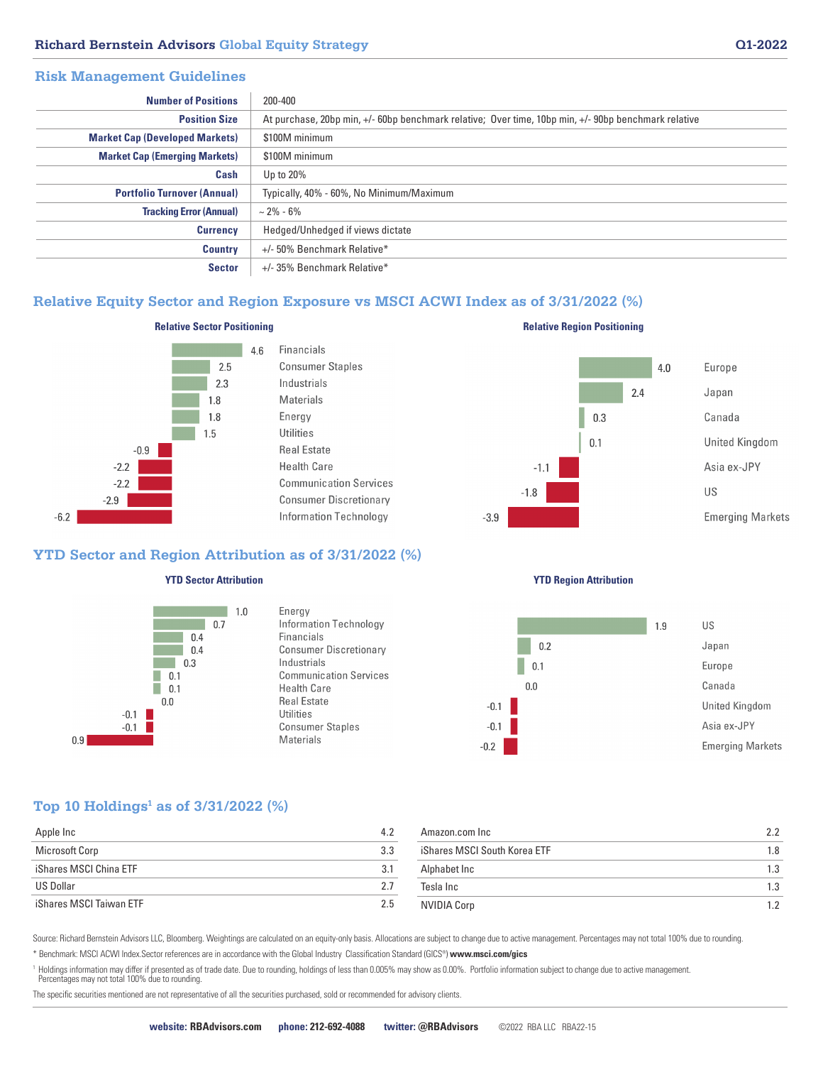## Risk Management Guidelines

| | |
|---|---|
| **Number of Positions** | 200-400 |
| **Position Size** | At purchase, 20bp min, +/- 60bp benchmark relative; Over time, 10bp min, +/- 90bp benchmark relative |
| **Market Cap (Developed Markets)** | $100M minimum |
| **Market Cap (Emerging Markets)** | $100M minimum |
| **Cash** | Up to 20% |
| **Portfolio Turnover (Annual)** | Typically, 40% - 60%, No Minimum/Maximum |
| **Tracking Error (Annual)** | ~ 2% - 6% |
| **Currency** | Hedged/Unhedged if views dictate |
| **Country** | +/- 50% Benchmark Relative* |
| **Sector** | +/- 35% Benchmark Relative* |

## Relative Equity Sector and Region Exposure vs MSCI ACWI Index as of 3/31/2022 (%)

**Relative Sector Positioning**

| Sector | % |
|---|---|
| Financials | 4.6 |
| Consumer Staples | 2.5 |
| Industrials | 2.3 |
| Materials | 1.8 |
| Energy | 1.8 |
| Utilities | 1.5 |
| Real Estate | -0.9 |
| Health Care | -2.2 |
| Communication Services | -2.2 |
| Consumer Discretionary | -2.9 |
| Information Technology | -6.2 |

**Relative Region Positioning**

| Region | % |
|---|---|
| Europe | 4.0 |
| Japan | 2.4 |
| Canada | 0.3 |
| United Kingdom | 0.1 |
| Asia ex-JPY | -1.1 |
| US | -1.8 |
| Emerging Markets | -3.9 |

## YTD Sector and Region Attribution as of 3/31/2022 (%)

**YTD Sector Attribution**

| Sector | % |
|---|---|
| Energy | 1.0 |
| Information Technology | 0.7 |
| Financials | 0.4 |
| Consumer Discretionary | 0.4 |
| Industrials | 0.3 |
| Communication Services | 0.1 |
| Health Care | 0.1 |
| Real Estate | 0.0 |
| Utilities | -0.1 |
| Consumer Staples | -0.1 |
| Materials | 0.9 |

**YTD Region Attribution**

| Region | % |
|---|---|
| US | 1.9 |
| Japan | 0.2 |
| Europe | 0.1 |
| Canada | 0.0 |
| United Kingdom | -0.1 |
| Asia ex-JPY | -0.1 |
| Emerging Markets | -0.2 |

## Top 10 Holdings[1] as of 3/31/2022 (%)

| Holding | % |
|---|---|
| Apple Inc | 4.2 |
| Microsoft Corp | 3.3 |
| iShares MSCI China ETF | 3.1 |
| US Dollar | 2.7 |
| iShares MSCI Taiwan ETF | 2.5 |
| Amazon.com Inc | 2.2 |
| iShares MSCI South Korea ETF | 1.8 |
| Alphabet Inc | 1.3 |
| Tesla Inc | 1.3 |
| NVIDIA Corp | 1.2 |

Source: Richard Bernstein Advisors LLC, Bloomberg. Weightings are calculated on an equity-only basis. Allocations are subject to change due to active management. Percentages may not total 100% due to rounding.

* Benchmark: MSCI ACWI Index.Sector references are in accordance with the Global Industry Classification Standard (GICS®) **www.msci.com/gics**

[1] Holdings information may differ if presented as of trade date. Due to rounding, holdings of less than 0.005% may show as 0.00%. Portfolio information subject to change due to active management. Percentages may not total 100% due to rounding.

The specific securities mentioned are not representative of all the securities purchased, sold or recommended for advisory clients.

**website: RBAdvisors.com** **phone: 212-692-4088** **twitter: @RBAdvisors** ©2022 RBA LLC RBA22-15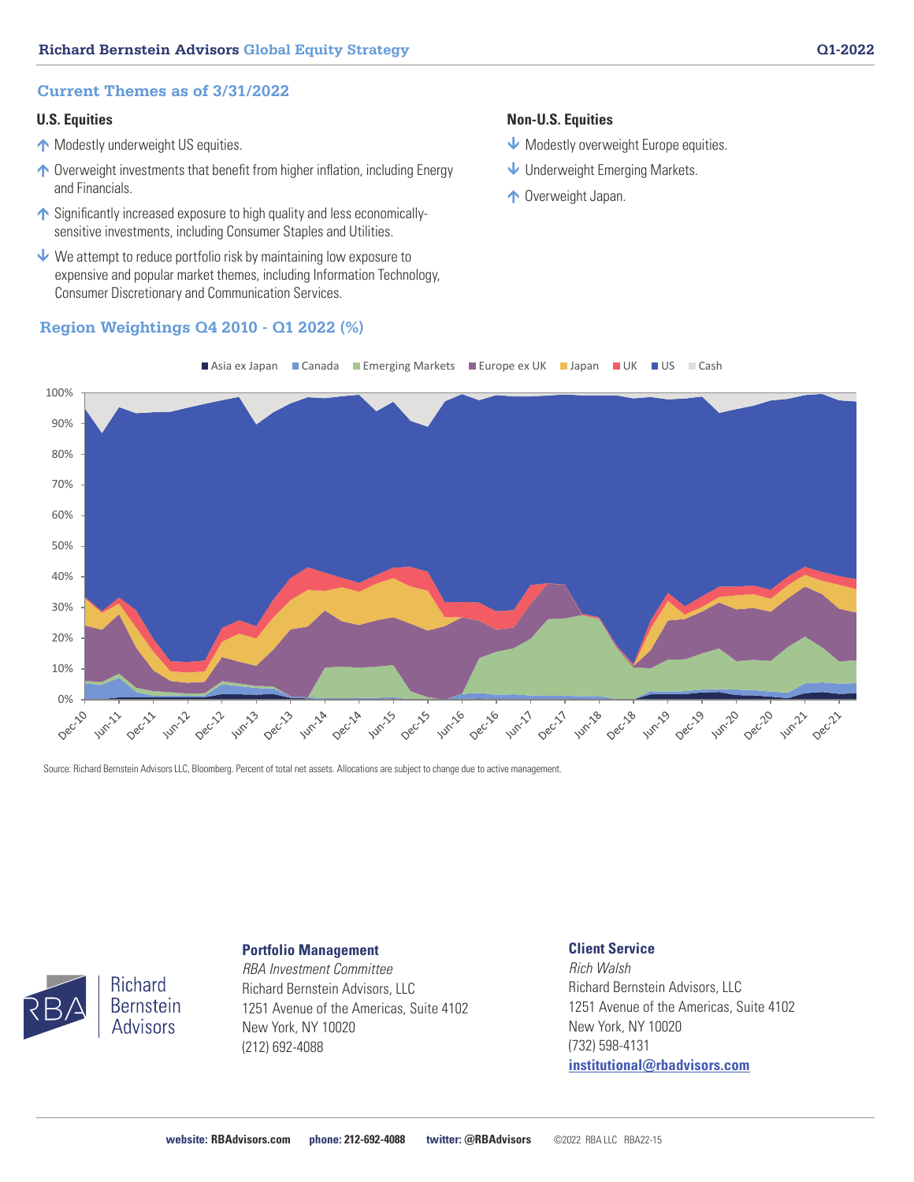## Current Themes as of 3/31/2022

### U.S. Equities

- ↑ Modestly underweight US equities.
- ↑ Overweight investments that benefit from higher inflation, including Energy and Financials.
- ↑ Significantly increased exposure to high quality and less economically-sensitive investments, including Consumer Staples and Utilities.
- ↓ We attempt to reduce portfolio risk by maintaining low exposure to expensive and popular market themes, including Information Technology, Consumer Discretionary and Communication Services.

### Non-U.S. Equities

- ↓ Modestly overweight Europe equities.
- ↓ Underweight Emerging Markets.
- ↑ Overweight Japan.

## Region Weightings Q4 2010 - Q1 2022 (%)

Legend: Asia ex Japan, Canada, Emerging Markets, Europe ex UK, Japan, UK, US, Cash

Source: Richard Bernstein Advisors LLC, Bloomberg. Percent of total net assets. Allocations are subject to change due to active management.

**Portfolio Management**
*RBA Investment Committee*
Richard Bernstein Advisors, LLC
1251 Avenue of the Americas, Suite 4102
New York, NY 10020
(212) 692-4088

**Client Service**
*Rich Walsh*
Richard Bernstein Advisors, LLC
1251 Avenue of the Americas, Suite 4102
New York, NY 10020
(732) 598-4131
**institutional@rbadvisors.com**

**website:** RBAdvisors.com **phone:** 212-692-4088 **twitter:** @RBAdvisors ©2022 RBA LLC RBA22-15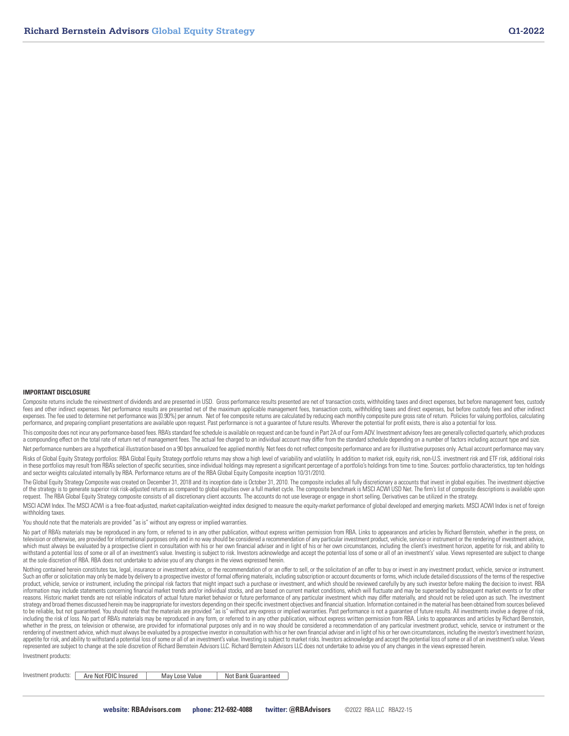**IMPORTANT DISCLOSURE**

Composite returns include the reinvestment of dividends and are presented in USD. Gross performance results presented are net of transaction costs, withholding taxes and direct expenses, but before management fees, custody fees and other indirect expenses. Net performance results are presented net of the maximum applicable management fees, transaction costs, withholding taxes and direct expenses, but before custody fees and other indirect expenses. The fee used to determine net performance was [0.90%] per annum. Net of fee composite returns are calculated by reducing each monthly composite pure gross rate of return. Policies for valuing portfolios, calculating performance, and preparing compliant presentations are available upon request. Past performance is not a guarantee of future results. Wherever the potential for profit exists, there is also a potential for loss.

This composite does not incur any performance-based fees. RBA's standard fee schedule is available on request and can be found in Part 2A of our Form ADV. Investment advisory fees are generally collected quarterly, which produces a compounding effect on the total rate of return net of management fees. The actual fee charged to an individual account may differ from the standard schedule depending on a number of factors including account type and size.

Net performance numbers are a hypothetical illustration based on a 90 bps annualized fee applied monthly. Net fees do not reflect composite performance and are for illustrative purposes only. Actual account performance may vary.

Risks of Global Equity Strategy portfolios: RBA Global Equity Strategy portfolio returns may show a high level of variability and volatility. In addition to market risk, equity risk, non-U.S. investment risk and ETF risk, additional risks in these portfolios may result from RBA's selection of specific securities, since individual holdings may represent a significant percentage of a portfolio's holdings from time to time. Sources: portfolio characteristics, top ten holdings and sector weights calculated internally by RBA. Performance returns are of the RBA Global Equity Composite inception 10/31/2010.

The Global Equity Strategy Composite was created on December 31, 2018 and its inception date is October 31, 2010. The composite includes all fully discretionary a accounts that invest in global equities. The investment objective of the strategy is to generate superior risk risk-adjusted returns as compared to global equities over a full market cycle. The composite benchmark is MSCI ACWI USD Net. The firm's list of composite descriptions is available upon request. The RBA Global Equity Strategy composite consists of all discretionary client accounts. The accounts do not use leverage or engage in short selling. Derivatives can be utilized in the strategy.

MSCI ACWI Index. The MSCI ACWI is a free-float-adjusted, market-capitalization-weighted index designed to measure the equity-market performance of global developed and emerging markets. MSCI ACWI Index is net of foreign withholding taxes.

You should note that the materials are provided "as is" without any express or implied warranties.

No part of RBA's materials may be reproduced in any form, or referred to in any other publication, without express written permission from RBA. Links to appearances and articles by Richard Bernstein, whether in the press, on television or otherwise, are provided for informational purposes only and in no way should be considered a recommendation of any particular investment product, vehicle, service or instrument or the rendering of investment advice, which must always be evaluated by a prospective client in consultation with his or her own financial adviser and in light of his or her own circumstances, including the client's investment horizon, appetite for risk, and ability to withstand a potential loss of some or all of an investment's value. Investing is subject to risk. Investors acknowledge and accept the potential loss of some or all of an investments' value. Views represented are subject to change at the sole discretion of RBA. RBA does not undertake to advise you of any changes in the views expressed herein.

Nothing contained herein constitutes tax, legal, insurance or investment advice, or the recommendation of or an offer to sell, or the solicitation of an offer to buy or invest in any investment product, vehicle, service or instrument. Such an offer or solicitation may only be made by delivery to a prospective investor of formal offering materials, including subscription or account documents or forms, which include detailed discussions of the terms of the respective product, vehicle, service or instrument, including the principal risk factors that might impact such a purchase or investment, and which should be reviewed carefully by any such investor before making the decision to invest. RBA information may include statements concerning financial market trends and/or individual stocks, and are based on current market conditions, which will fluctuate and may be superseded by subsequent market events or for other reasons. Historic market trends are not reliable indicators of actual future market behavior or future performance of any particular investment which may differ materially, and should not be relied upon as such. The investment strategy and broad themes discussed herein may be inappropriate for investors depending on their specific investment objectives and financial situation. Information contained in the material has been obtained from sources believed to be reliable, but not guaranteed. You should note that the materials are provided "as is" without any express or implied warranties. Past performance is not a guarantee of future results. All investments involve a degree of risk, including the risk of loss. No part of RBA's materials may be reproduced in any form, or referred to in any other publication, without express written permission from RBA. Links to appearances and articles by Richard Bernstein, whether in the press, on television or otherwise, are provided for informational purposes only and in no way should be considered a recommendation of any particular investment product, vehicle, service or instrument or the rendering of investment advice, which must always be evaluated by a prospective investor in consultation with his or her own financial adviser and in light of his or her own circumstances, including the investor's investment horizon, appetite for risk, and ability to withstand a potential loss of some or all of an investment's value. Investing is subject to market risks. Investors acknowledge and accept the potential loss of some or all of an investment's value. Views represented are subject to change at the sole discretion of Richard Bernstein Advisors LLC. Richard Bernstein Advisors LLC does not undertake to advise you of any changes in the views expressed herein.

Investment products:

| Investment products: | Are Not FDIC Insured | May Lose Value | Not Bank Guaranteed |
|---|---|---|---|

**website:** RBAdvisors.com **phone:** 212-692-4088 **twitter:** @RBAdvisors ©2022 RBA LLC RBA22-15